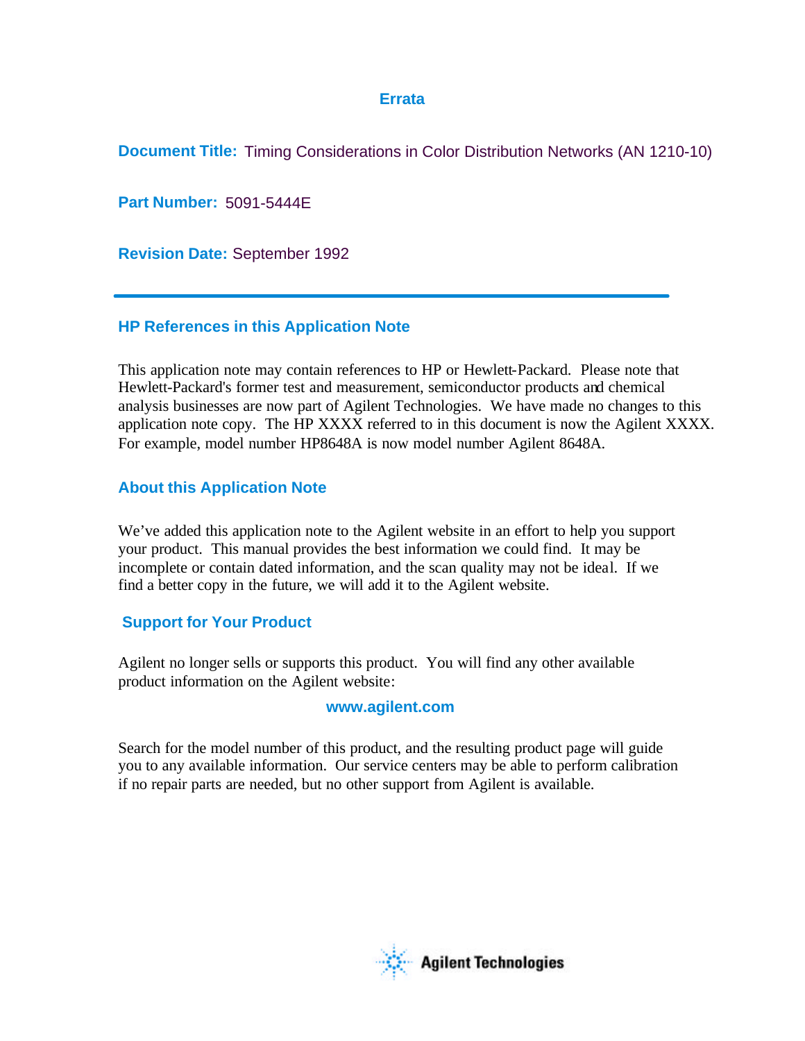# Errata

**Document Title:** Timing Considerations in Color Distribution Networks (AN 1210-10)

**Part Number:** 5091-5444E

**Revision Date:** September 1992

---

## HP References in this Application Note

This application note may contain references to HP or Hewlett-Packard. Please note that Hewlett-Packard's former test and measurement, semiconductor products and chemical analysis businesses are now part of Agilent Technologies. We have made no changes to this application note copy. The HP XXXX referred to in this document is now the Agilent XXXX. For example, model number HP8648A is now model number Agilent 8648A.

## About this Application Note

We've added this application note to the Agilent website in an effort to help you support your product. This manual provides the best information we could find. It may be incomplete or contain dated information, and the scan quality may not be ideal. If we find a better copy in the future, we will add it to the Agilent website.

## Support for Your Product

Agilent no longer sells or supports this product. You will find any other available product information on the Agilent website:

**www.agilent.com**

Search for the model number of this product, and the resulting product page will guide you to any available information. Our service centers may be able to perform calibration if no repair parts are needed, but no other support from Agilent is available.

Agilent Technologies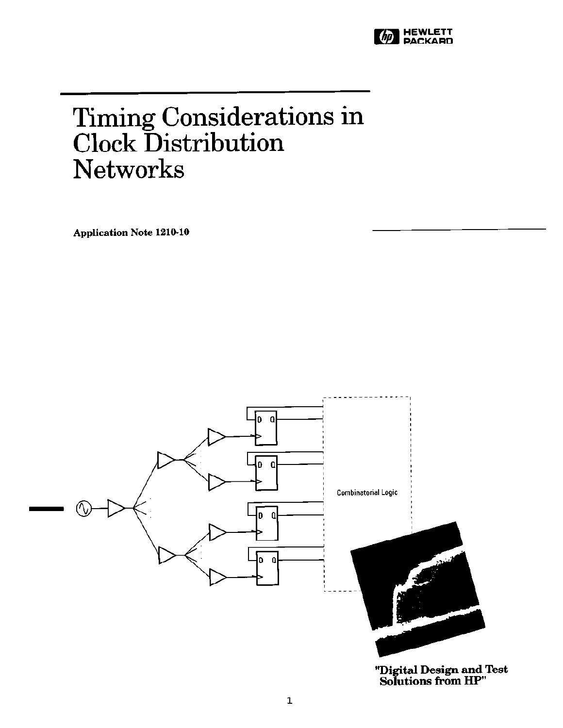HEWLETT PACKARD

# Timing Considerations in Clock Distribution Networks

**Application Note 1210-10**

Combinatorial Logic

**"Digital Design and Test Solutions from HP"**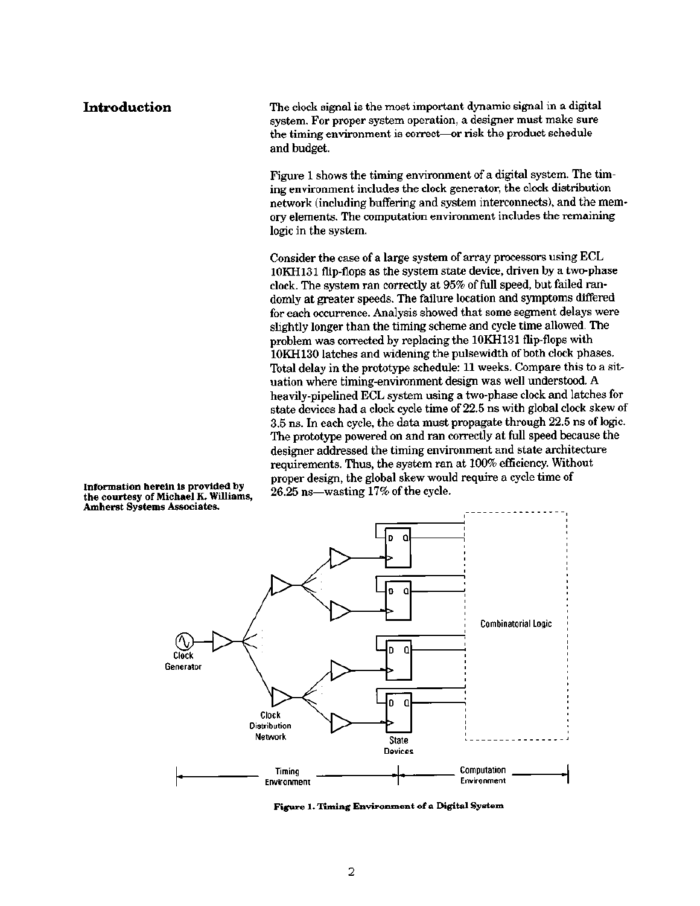## Introduction

The clock signal is the most important dynamic signal in a digital system. For proper system operation, a designer must make sure the timing environment is correct—or risk the product schedule and budget.

Figure 1 shows the timing environment of a digital system. The timing environment includes the clock generator, the clock distribution network (including buffering and system interconnects), and the memory elements. The computation environment includes the remaining logic in the system.

Consider the case of a large system of array processors using ECL 10KH131 flip-flops as the system state device, driven by a two-phase clock. The system ran correctly at 95% of full speed, but failed randomly at greater speeds. The failure location and symptoms differed for each occurrence. Analysis showed that some segment delays were slightly longer than the timing scheme and cycle time allowed. The problem was corrected by replacing the 10KH131 flip-flops with 10KH130 latches and widening the pulsewidth of both clock phases. Total delay in the prototype schedule: 11 weeks. Compare this to a situation where timing-environment design was well understood. A heavily-pipelined ECL system using a two-phase clock and latches for state devices had a clock cycle time of 22.5 ns with global clock skew of 3.5 ns. In each cycle, the data must propagate through 22.5 ns of logic. The prototype powered on and ran correctly at full speed because the designer addressed the timing environment and state architecture requirements. Thus, the system ran at 100% efficiency. Without proper design, the global skew would require a cycle time of 26.25 ns—wasting 17% of the cycle.

**Information herein is provided by the courtesy of Michael K. Williams, Amherst Systems Associates.**

Clock Generator

Clock Distribution Network

State Devices

Combinatorial Logic

Timing Environment

Computation Environment

**Figure 1. Timing Environment of a Digital System**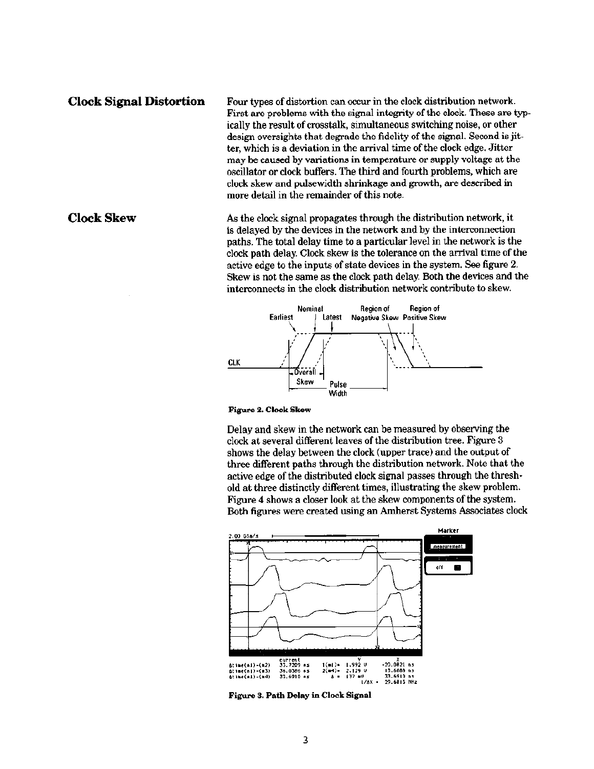## Clock Signal Distortion

Four types of distortion can occur in the clock distribution network. First are problems with the signal integrity of the clock. These are typically the result of crosstalk, simultaneous switching noise, or other design oversights that degrade the fidelity of the signal. Second is jitter, which is a deviation in the arrival time of the clock edge. Jitter may be caused by variations in temperature or supply voltage at the oscillator or clock buffers. The third and fourth problems, which are clock skew and pulsewidth shrinkage and growth, are described in more detail in the remainder of this note.

## Clock Skew

As the clock signal propagates through the distribution network, it is delayed by the devices in the network and by the interconnection paths. The total delay time to a particular level in the network is the clock path delay. Clock skew is the tolerance on the arrival time of the active edge to the inputs of state devices in the system. See figure 2. Skew is not the same as the clock path delay. Both the devices and the interconnects in the clock distribution network contribute to skew.

Figure 2. Clock Skew

Delay and skew in the network can be measured by observing the clock at several different leaves of the distribution tree. Figure 3 shows the delay between the clock (upper trace) and the output of three different paths through the distribution network. Note that the active edge of the distributed clock signal passes through the threshold at three distinctly different times, illustrating the skew problem. Figure 4 shows a closer look at the skew components of the system. Both figures were created using an Amherst Systems Associates clock

Figure 3. Path Delay in Clock Signal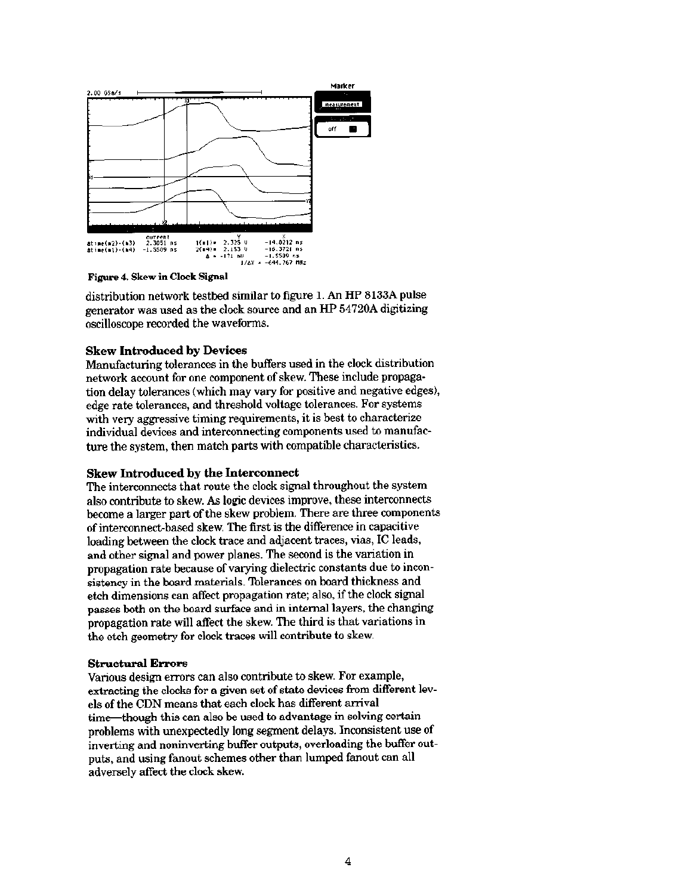**Figure 4. Skew in Clock Signal**

distribution network testbed similar to figure 1. An HP 8133A pulse generator was used as the clock source and an HP 54720A digitizing oscilloscope recorded the waveforms.

### Skew Introduced by Devices

Manufacturing tolerances in the buffers used in the clock distribution network account for one component of skew. These include propagation delay tolerances (which may vary for positive and negative edges), edge rate tolerances, and threshold voltage tolerances. For systems with very aggressive timing requirements, it is best to characterize individual devices and interconnecting components used to manufacture the system, then match parts with compatible characteristics.

### Skew Introduced by the Interconnect

The interconnects that route the clock signal throughout the system also contribute to skew. As logic devices improve, these interconnects become a larger part of the skew problem. There are three components of interconnect-based skew. The first is the difference in capacitive loading between the clock trace and adjacent traces, vias, IC leads, and other signal and power planes. The second is the variation in propagation rate because of varying dielectric constants due to inconsistency in the board materials. Tolerances on board thickness and etch dimensions can affect propagation rate; also, if the clock signal passes both on the board surface and in internal layers, the changing propagation rate will affect the skew. The third is that variations in the etch geometry for clock traces will contribute to skew.

### Structural Errors

Various design errors can also contribute to skew. For example, extracting the clocks for a given set of state devices from different levels of the CDN means that each clock has different arrival time—though this can also be used to advantage in solving certain problems with unexpectedly long segment delays. Inconsistent use of inverting and noninverting buffer outputs, overloading the buffer outputs, and using fanout schemes other than lumped fanout can all adversely affect the clock skew.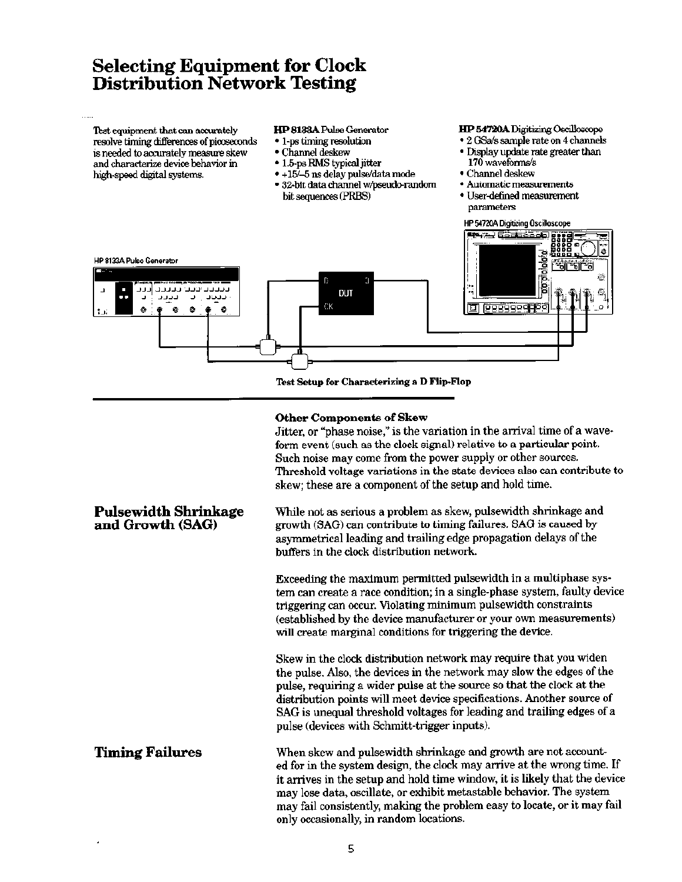# Selecting Equipment for Clock Distribution Network Testing

Test equipment that can accurately resolve timing differences of picoseconds is needed to accurately measure skew and characterize device behavior in high-speed digital systems.

**HP 8133A** Pulse Generator

- 1-ps timing resolution
- Channel deskew
- 1.5-ps RMS typical jitter
- +15/–5 ns delay pulse/data mode
- 32-bit data channel w/pseudo-random bit sequences (PRBS)

**HP 54720A** Digitizing Oscilloscope

- 2 GSa/s sample rate on 4 channels
- Display update rate greater than 170 waveforms/s
- Channel deskew
- Automatic measurements
- User-defined measurement parameters

HP 54720A Digitizing Oscilloscope

HP 8133A Pulse Generator

**Test Setup for Characterizing a D Flip-Flop**

**Other Components of Skew**

Jitter, or "phase noise," is the variation in the arrival time of a waveform event (such as the clock signal) relative to a particular point. Such noise may come from the power supply or other sources. Threshold voltage variations in the state devices also can contribute to skew; these are a component of the setup and hold time.

## Pulsewidth Shrinkage and Growth (SAG)

While not as serious a problem as skew, pulsewidth shrinkage and growth (SAG) can contribute to timing failures. SAG is caused by asymmetrical leading and trailing edge propagation delays of the buffers in the clock distribution network.

Exceeding the maximum permitted pulsewidth in a multiphase system can create a race condition; in a single-phase system, faulty device triggering can occur. Violating minimum pulsewidth constraints (established by the device manufacturer or your own measurements) will create marginal conditions for triggering the device.

Skew in the clock distribution network may require that you widen the pulse. Also, the devices in the network may slow the edges of the pulse, requiring a wider pulse at the source so that the clock at the distribution points will meet device specifications. Another source of SAG is unequal threshold voltages for leading and trailing edges of a pulse (devices with Schmitt-trigger inputs).

## Timing Failures

When skew and pulsewidth shrinkage and growth are not accounted for in the system design, the clock may arrive at the wrong time. If it arrives in the setup and hold time window, it is likely that the device may lose data, oscillate, or exhibit metastable behavior. The system may fail consistently, making the problem easy to locate, or it may fail only occasionally, in random locations.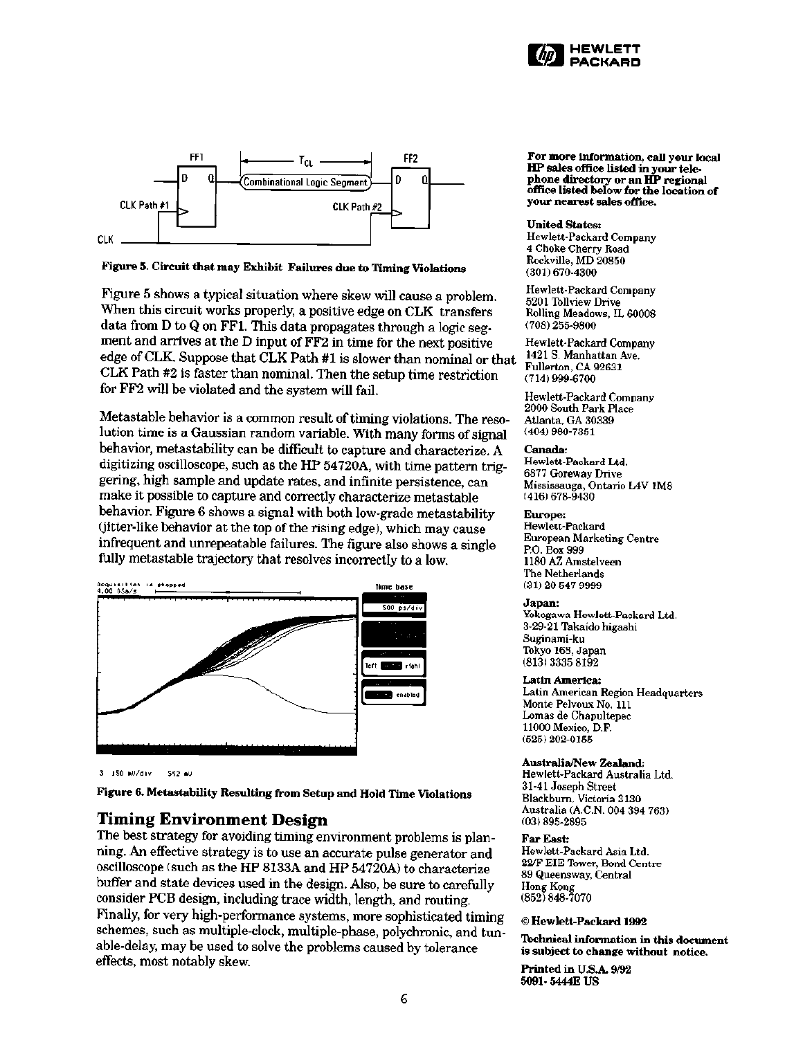FF1

$T_{CL}$

FF2

D Q

Combinational Logic Segment

D Q

CLK Path #1

CLK Path #2

CLK

**Figure 5. Circuit that may Exhibit Failures due to Timing Violations**

Figure 5 shows a typical situation where skew will cause a problem. When this circuit works properly, a positive edge on CLK transfers data from D to Q on FF1. This data propagates through a logic segment and arrives at the D input of FF2 in time for the next positive edge of CLK. Suppose that CLK Path #1 is slower than nominal or that CLK Path #2 is faster than nominal. Then the setup time restriction for FF2 will be violated and the system will fail.

Metastable behavior is a common result of timing violations. The resolution time is a Gaussian random variable. With many forms of signal behavior, metastability can be difficult to capture and characterize. A digitizing oscilloscope, such as the HP 54720A, with time pattern triggering, high sample and update rates, and infinite persistence, can make it possible to capture and correctly characterize metastable behavior. Figure 6 shows a signal with both low-grade metastability (jitter-like behavior at the top of the rising edge), which may cause infrequent and unrepeatable failures. The figure also shows a single fully metastable trajectory that resolves incorrectly to a low.

Acquisition is stopped
4.00 GSa/s

Time base

500 ps/div

left right

enabled

3 150 mV/div 592 mV

**Figure 6. Metastability Resulting from Setup and Hold Time Violations**

## Timing Environment Design

The best strategy for avoiding timing environment problems is planning. An effective strategy is to use an accurate pulse generator and oscilloscope (such as the HP 8133A and HP 54720A) to characterize buffer and state devices used in the design. Also, be sure to carefully consider PCB design, including trace width, length, and routing. Finally, for very high-performance systems, more sophisticated timing schemes, such as multiple-clock, multiple-phase, polychronic, and tunable-delay, may be used to solve the problems caused by tolerance effects, most notably skew.

**For more information, call your local HP sales office listed in your telephone directory or an HP regional office listed below for the location of your nearest sales office.**

**United States:**
Hewlett-Packard Company
4 Choke Cherry Road
Rockville, MD 20850
(301) 670-4300

Hewlett-Packard Company
5201 Tollview Drive
Rolling Meadows, IL 60008
(708) 255-9800

Hewlett-Packard Company
1421 S. Manhattan Ave.
Fullerton, CA 92631
(714) 999-6700

Hewlett-Packard Company
2000 South Park Place
Atlanta, GA 30339
(404) 980-7351

**Canada:**
Hewlett-Packard Ltd.
6877 Goreway Drive
Mississauga, Ontario L4V 1M8
(416) 678-9430

**Europe:**
Hewlett-Packard
European Marketing Centre
P.O. Box 999
1180 AZ Amstelveen
The Netherlands
(31) 20 547 9999

**Japan:**
Yokogawa Hewlett-Packard Ltd.
3-29-21 Takaido-higashi
Suginami-ku
Tokyo 168, Japan
(813) 3335 8192

**Latin America:**
Latin American Region Headquarters
Monte Pelvoux No. 111
Lomas de Chapultepec
11000 Mexico, D.F.
(525) 202-0155

**Australia/New Zealand:**
Hewlett-Packard Australia Ltd.
31-41 Joseph Street
Blackburn, Victoria 3130
Australia (A.C.N. 004 394 763)
(03) 895-2895

**Far East:**
Hewlett-Packard Asia Ltd.
22/F EIE Tower, Bond Centre
89 Queensway, Central
Hong Kong
(852) 848-7070

**© Hewlett-Packard 1992**

**Technical information in this document is subject to change without notice.**

**Printed in U.S.A. 9/92**
**5091-5444E US**